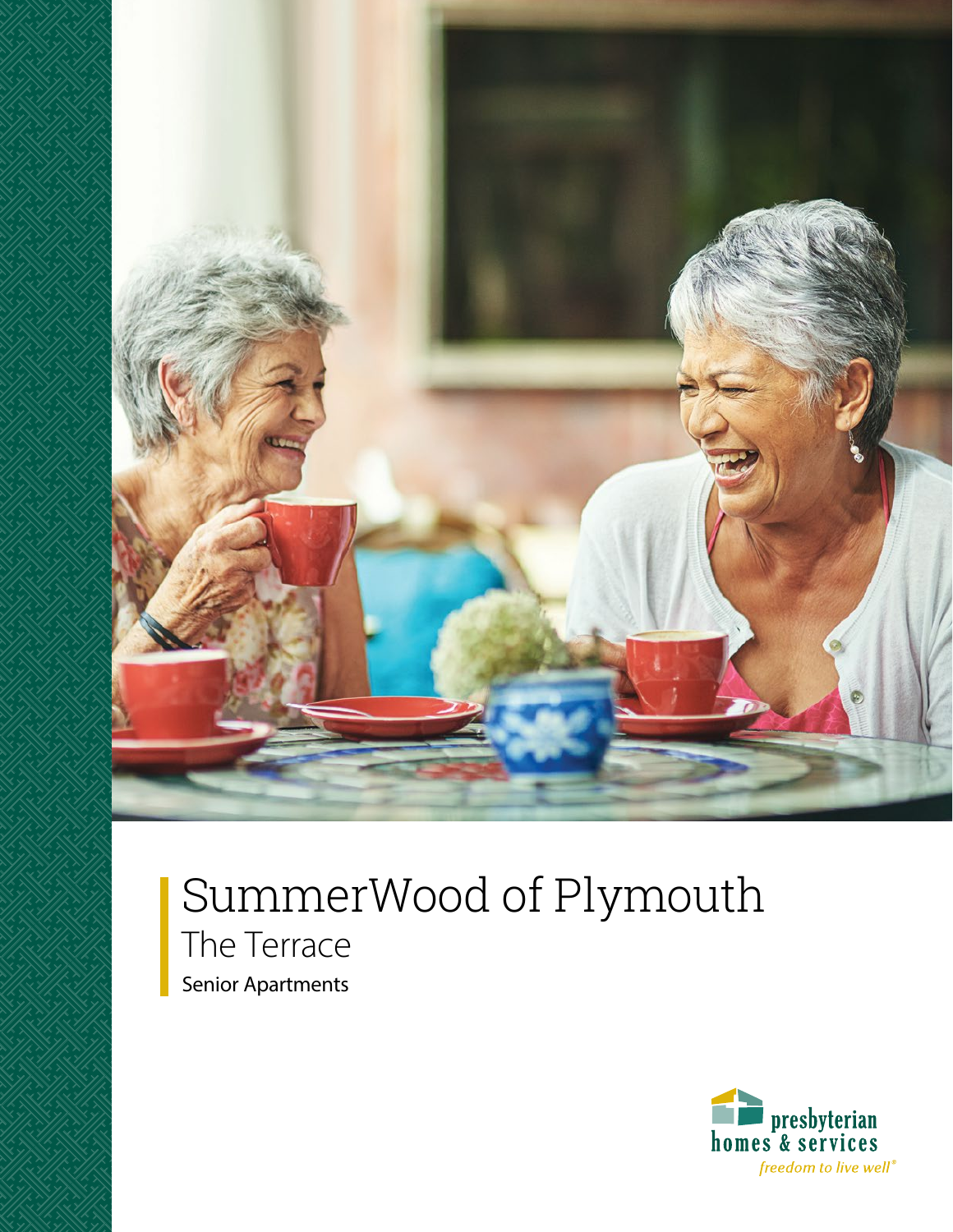# SummerWood of Plymouth

## The Terrace

Senior Apartments

presbyterian homes & services

*freedom to live well®*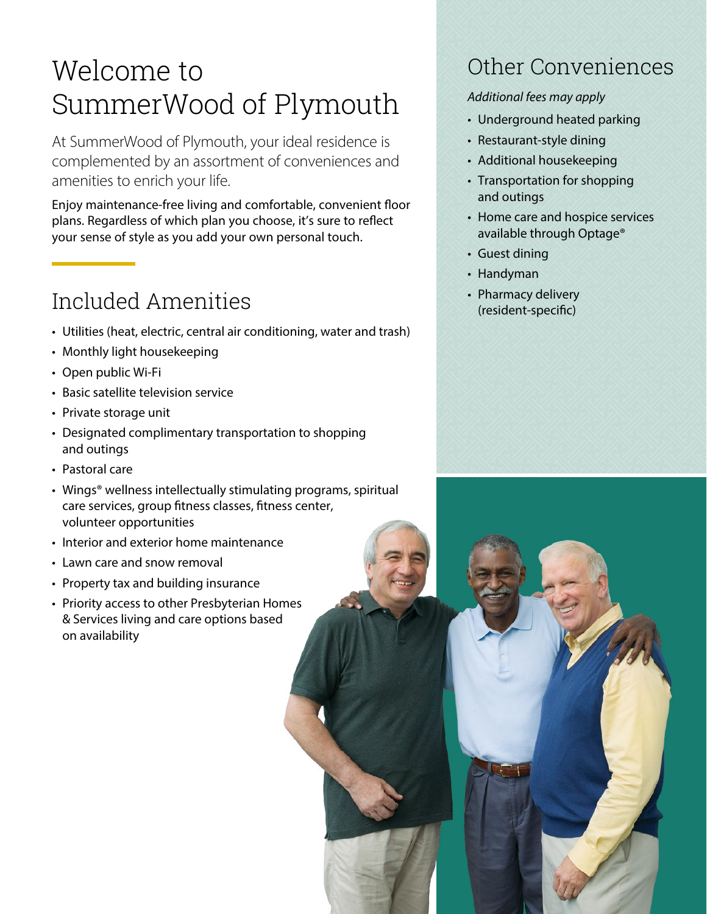# Welcome to SummerWood of Plymouth

At SummerWood of Plymouth, your ideal residence is complemented by an assortment of conveniences and amenities to enrich your life.

Enjoy maintenance-free living and comfortable, convenient floor plans. Regardless of which plan you choose, it's sure to reflect your sense of style as you add your own personal touch.

## Included Amenities

- Utilities (heat, electric, central air conditioning, water and trash)
- Monthly light housekeeping
- Open public Wi-Fi
- Basic satellite television service
- Private storage unit
- Designated complimentary transportation to shopping and outings
- Pastoral care
- Wings® wellness intellectually stimulating programs, spiritual care services, group fitness classes, fitness center, volunteer opportunities
- Interior and exterior home maintenance
- Lawn care and snow removal
- Property tax and building insurance
- Priority access to other Presbyterian Homes & Services living and care options based on availability

## Other Conveniences

*Additional fees may apply*

- Underground heated parking
- Restaurant-style dining
- Additional housekeeping
- Transportation for shopping and outings
- Home care and hospice services available through Optage®
- Guest dining
- Handyman
- Pharmacy delivery (resident-specific)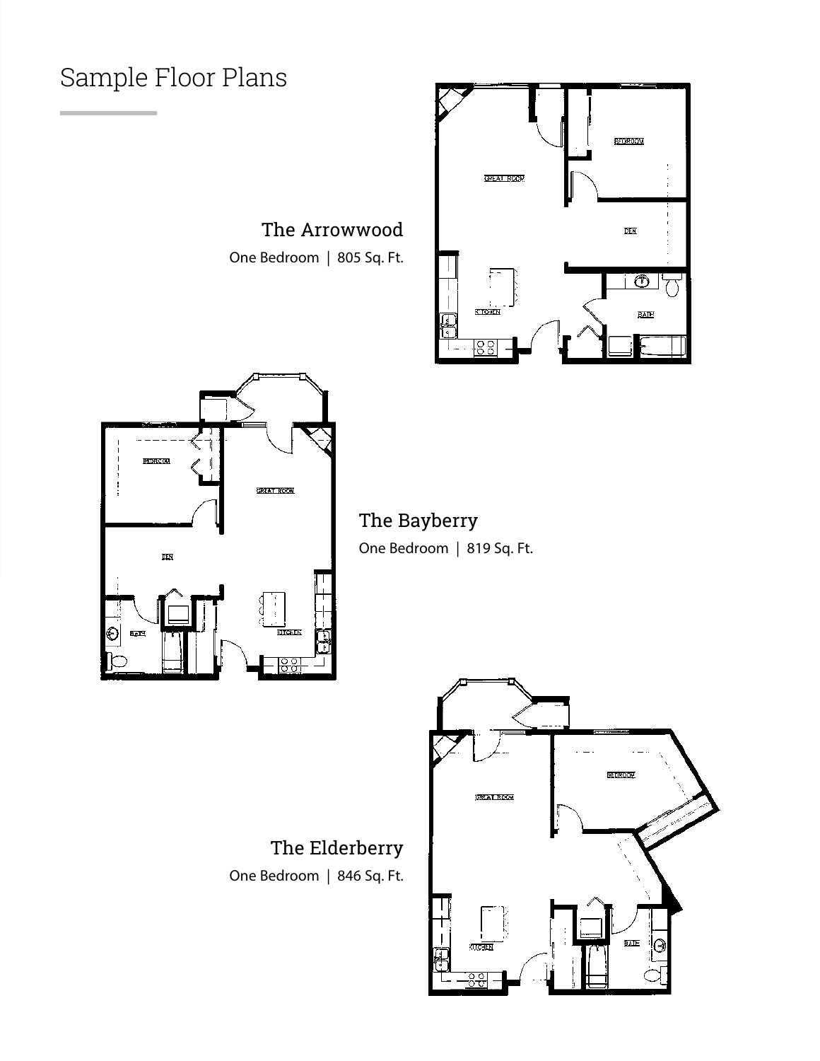# Sample Floor Plans

## The Arrowwood

One Bedroom | 805 Sq. Ft.

## The Bayberry

One Bedroom | 819 Sq. Ft.

## The Elderberry

One Bedroom | 846 Sq. Ft.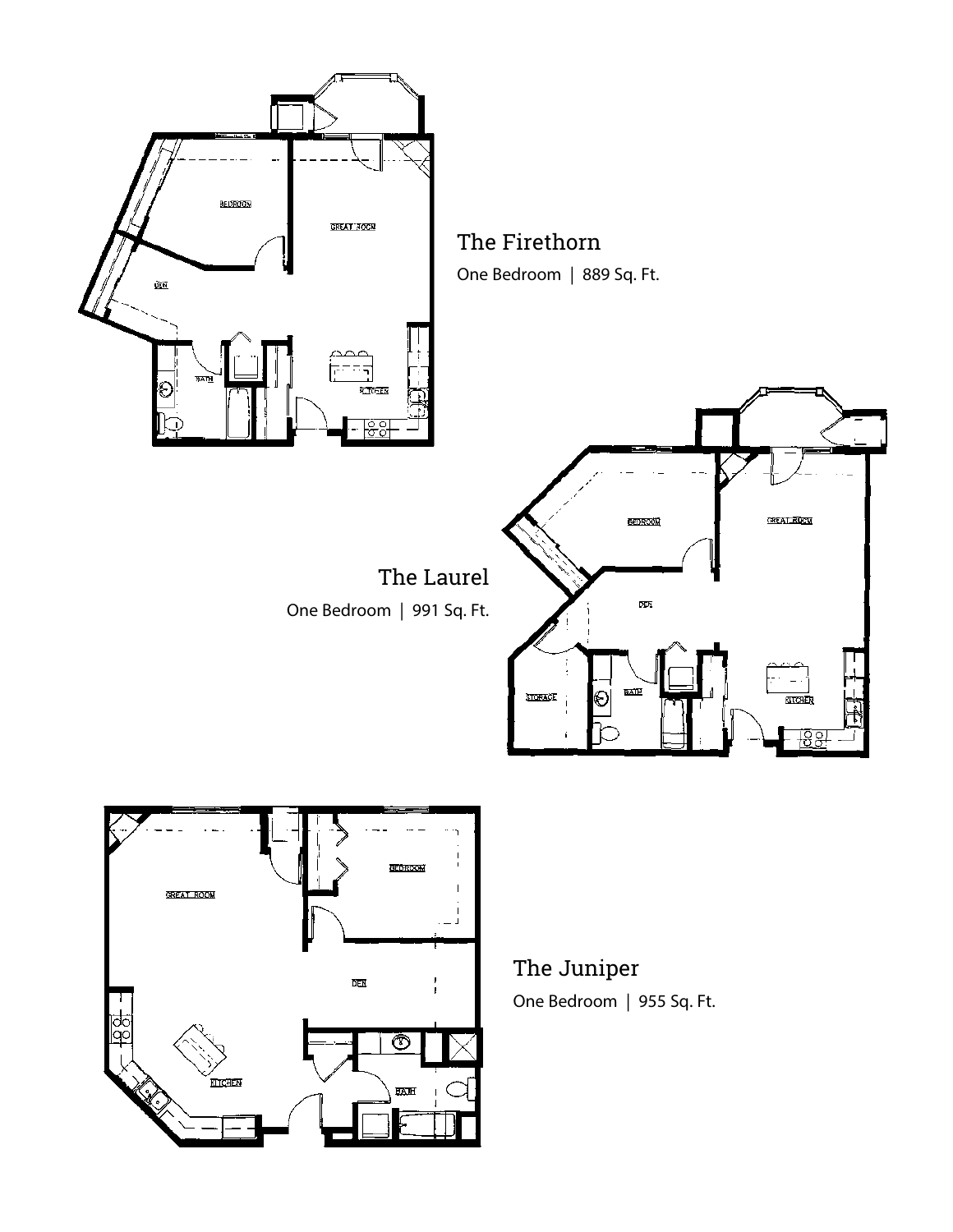## The Firethorn

One Bedroom | 889 Sq. Ft.

## The Laurel

One Bedroom | 991 Sq. Ft.

## The Juniper

One Bedroom | 955 Sq. Ft.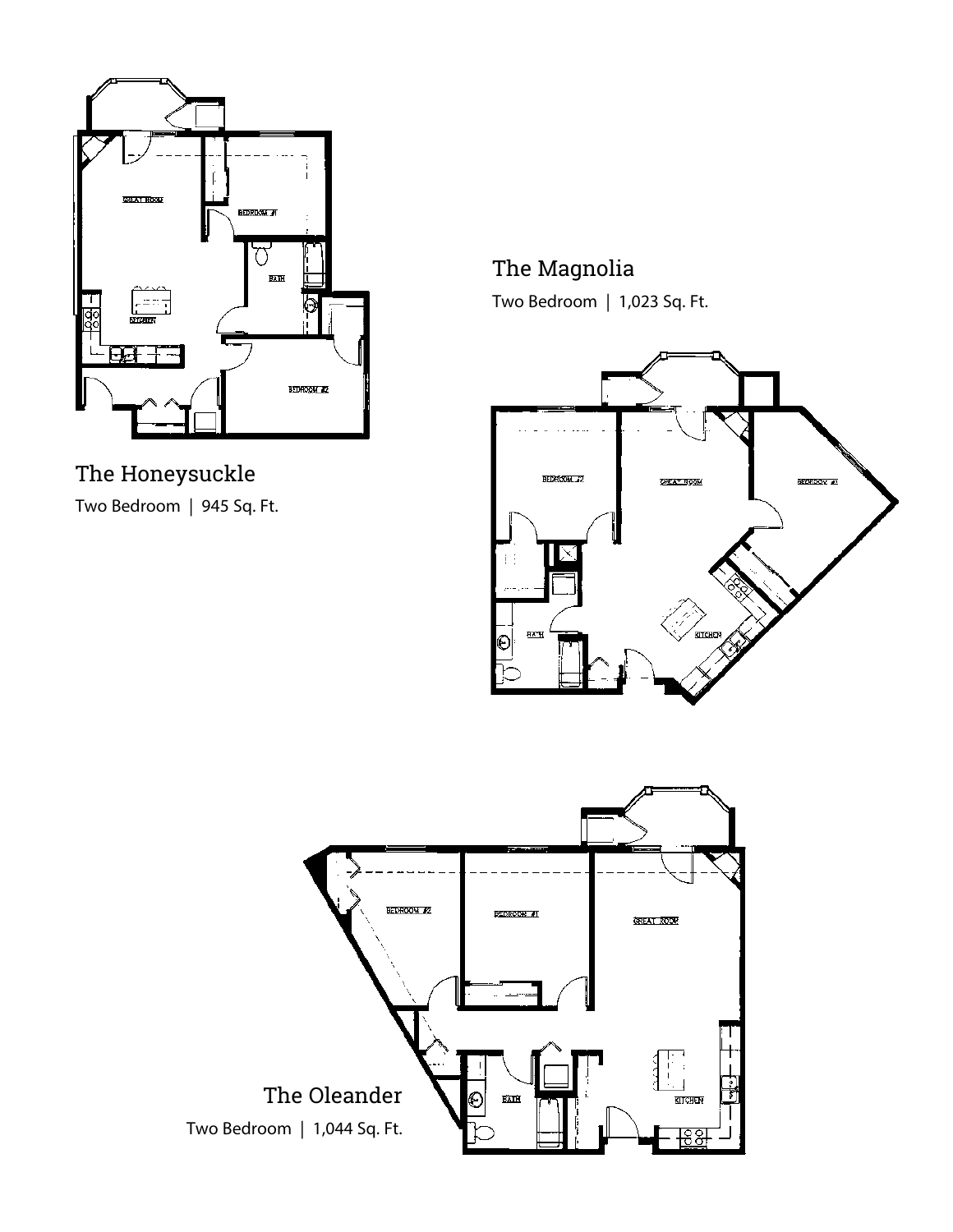## The Magnolia

Two Bedroom | 1,023 Sq. Ft.

## The Honeysuckle

Two Bedroom | 945 Sq. Ft.

## The Oleander

Two Bedroom | 1,044 Sq. Ft.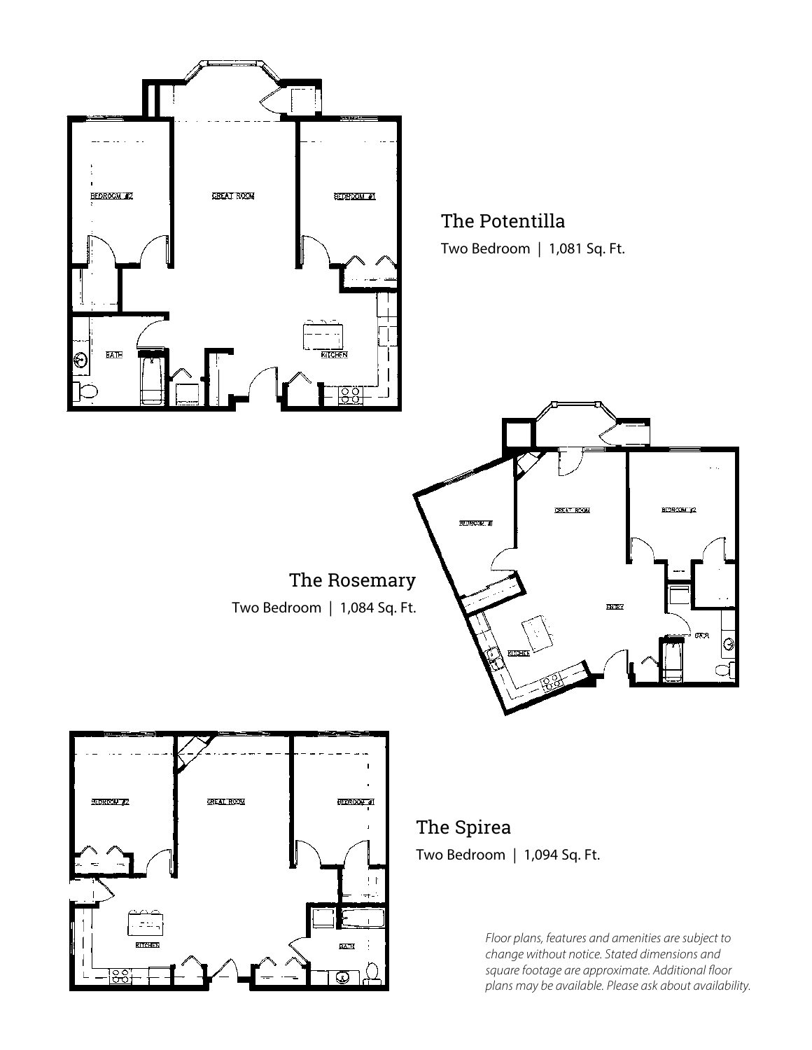## The Potentilla

Two Bedroom | 1,081 Sq. Ft.

## The Rosemary

Two Bedroom | 1,084 Sq. Ft.

## The Spirea

Two Bedroom | 1,094 Sq. Ft.

*Floor plans, features and amenities are subject to change without notice. Stated dimensions and square footage are approximate. Additional floor plans may be available. Please ask about availability.*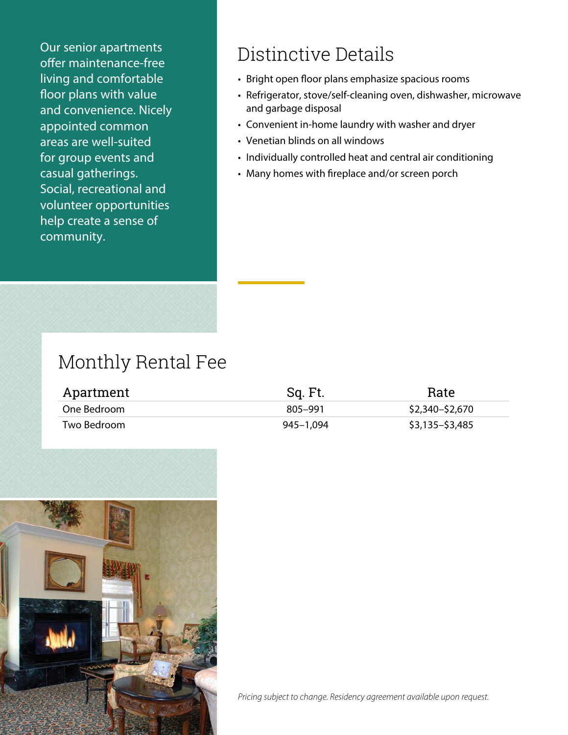Our senior apartments offer maintenance-free living and comfortable floor plans with value and convenience. Nicely appointed common areas are well-suited for group events and casual gatherings. Social, recreational and volunteer opportunities help create a sense of community.

## Distinctive Details

- Bright open floor plans emphasize spacious rooms
- Refrigerator, stove/self-cleaning oven, dishwasher, microwave and garbage disposal
- Convenient in-home laundry with washer and dryer
- Venetian blinds on all windows
- Individually controlled heat and central air conditioning
- Many homes with fireplace and/or screen porch

## Monthly Rental Fee

| Apartment | Sq. Ft. | Rate |
|---|---|---|
| One Bedroom | 805–991 | $2,340–$2,670 |
| Two Bedroom | 945–1,094 | $3,135–$3,485 |

*Pricing subject to change. Residency agreement available upon request.*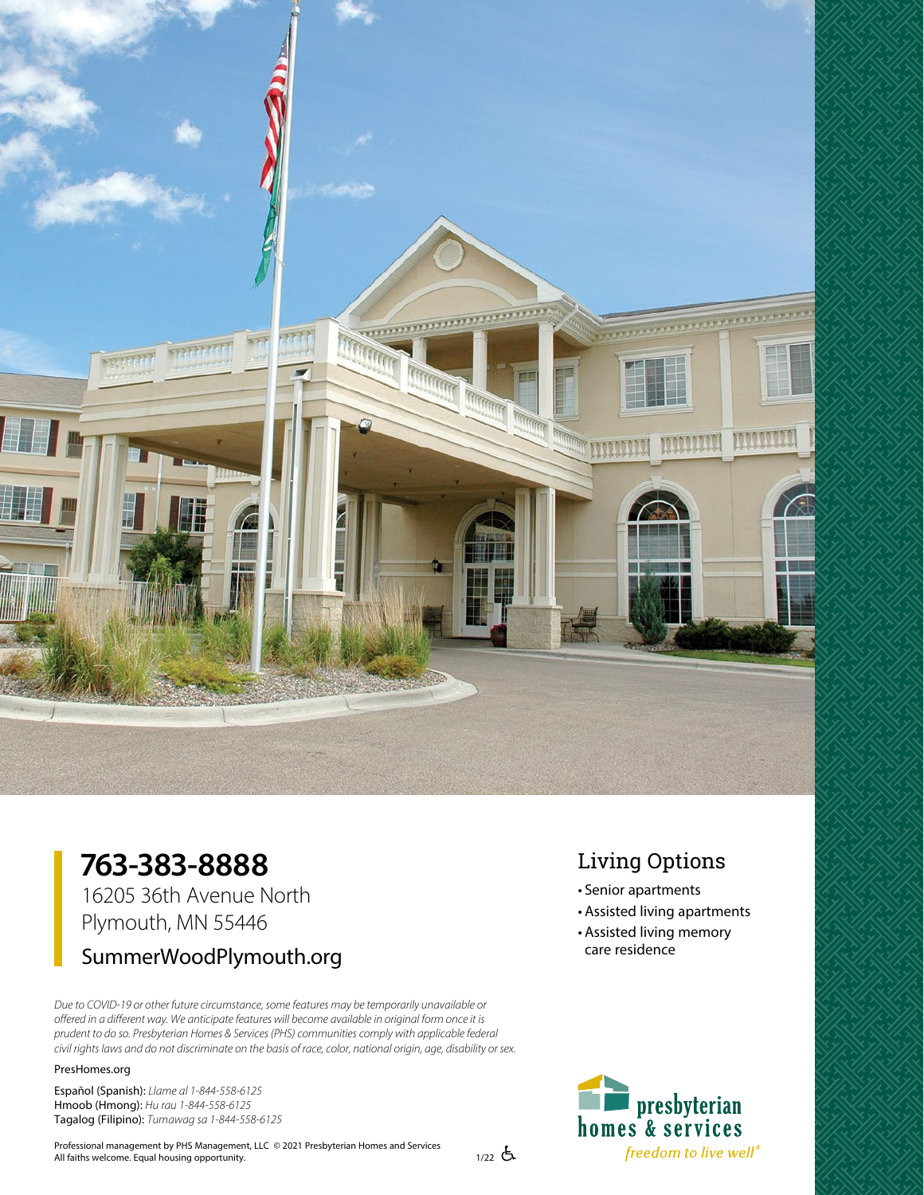**763-383-8888**

16205 36th Avenue North
Plymouth, MN 55446

SummerWoodPlymouth.org

## Living Options

- Senior apartments
- Assisted living apartments
- Assisted living memory care residence

*Due to COVID-19 or other future circumstance, some features may be temporarily unavailable or offered in a different way. We anticipate features will become available in original form once it is prudent to do so. Presbyterian Homes & Services (PHS) communities comply with applicable federal civil rights laws and do not discriminate on the basis of race, color, national origin, age, disability or sex.*

PresHomes.org

Español (Spanish): *Llame al 1-844-558-6125*
Hmoob (Hmong): *Hu rau 1-844-558-6125*
Tagalog (Filipino): *Tumawag sa 1-844-558-6125*

Professional management by PHS Management, LLC © 2021 Presbyterian Homes and Services
All faiths welcome. Equal housing opportunity.

1/22

presbyterian homes & services
*freedom to live well®*